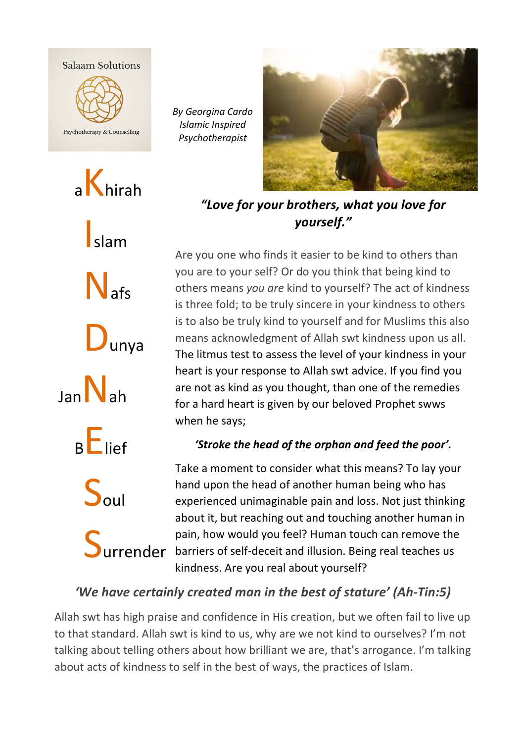Salaam Solutions

Psychotherapy & Counselling

*By Georgina Cardo*
*Islamic Inspired Psychotherapist*

aKhirah
Islam
Nafs
Dunya
JanNah
BElief
Soul
Surrender

***"Love for your brothers, what you love for yourself."***

Are you one who finds it easier to be kind to others than you are to your self? Or do you think that being kind to others means *you are* kind to yourself? The act of kindness is three fold; to be truly sincere in your kindness to others is to also be truly kind to yourself and for Muslims this also means acknowledgment of Allah swt kindness upon us all. The litmus test to assess the level of your kindness in your heart is your response to Allah swt advice. If you find you are not as kind as you thought, than one of the remedies for a hard heart is given by our beloved Prophet swws when he says;

***'Stroke the head of the orphan and feed the poor'.***

Take a moment to consider what this means? To lay your hand upon the head of another human being who has experienced unimaginable pain and loss. Not just thinking about it, but reaching out and touching another human in pain, how would you feel? Human touch can remove the barriers of self-deceit and illusion. Being real teaches us kindness. Are you real about yourself?

***'We have certainly created man in the best of stature' (Ah-Tin:5)***

Allah swt has high praise and confidence in His creation, but we often fail to live up to that standard. Allah swt is kind to us, why are we not kind to ourselves? I'm not talking about telling others about how brilliant we are, that's arrogance. I'm talking about acts of kindness to self in the best of ways, the practices of Islam.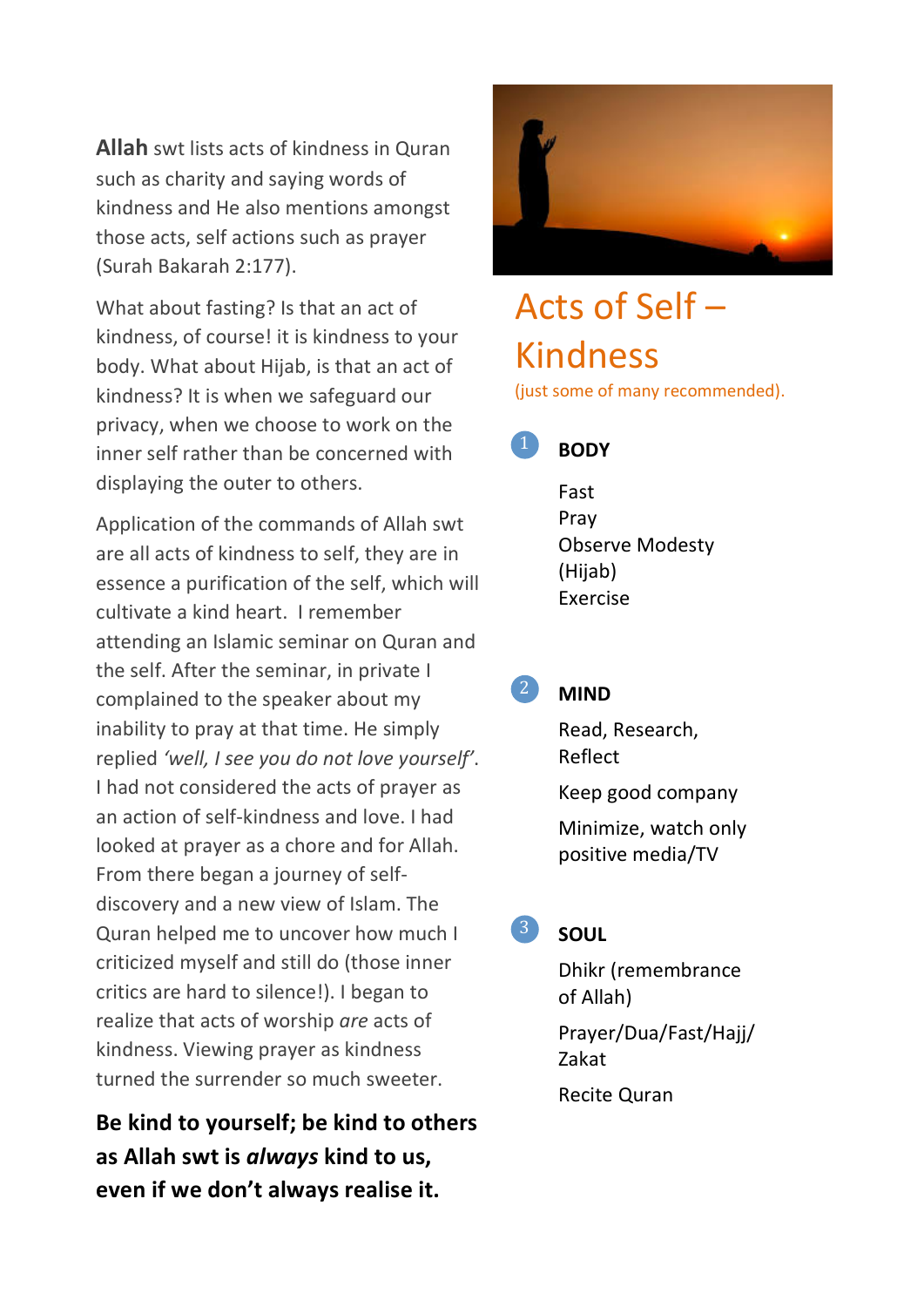**Allah** swt lists acts of kindness in Quran such as charity and saying words of kindness and He also mentions amongst those acts, self actions such as prayer (Surah Bakarah 2:177).

What about fasting? Is that an act of kindness, of course! it is kindness to your body. What about Hijab, is that an act of kindness? It is when we safeguard our privacy, when we choose to work on the inner self rather than be concerned with displaying the outer to others.

Application of the commands of Allah swt are all acts of kindness to self, they are in essence a purification of the self, which will cultivate a kind heart. I remember attending an Islamic seminar on Quran and the self. After the seminar, in private I complained to the speaker about my inability to pray at that time. He simply replied *'well, I see you do not love yourself'*. I had not considered the acts of prayer as an action of self-kindness and love. I had looked at prayer as a chore and for Allah. From there began a journey of self-discovery and a new view of Islam. The Quran helped me to uncover how much I criticized myself and still do (those inner critics are hard to silence!). I began to realize that acts of worship *are* acts of kindness. Viewing prayer as kindness turned the surrender so much sweeter.

**Be kind to yourself; be kind to others as Allah swt is *always* kind to us, even if we don't always realise it.**

# Acts of Self – Kindness

(just some of many recommended).

1. **BODY**

   Fast
   Pray
   Observe Modesty (Hijab)
   Exercise

2. **MIND**

   Read, Research, Reflect

   Keep good company

   Minimize, watch only positive media/TV

3. **SOUL**

   Dhikr (remembrance of Allah)

   Prayer/Dua/Fast/Hajj/Zakat

   Recite Quran